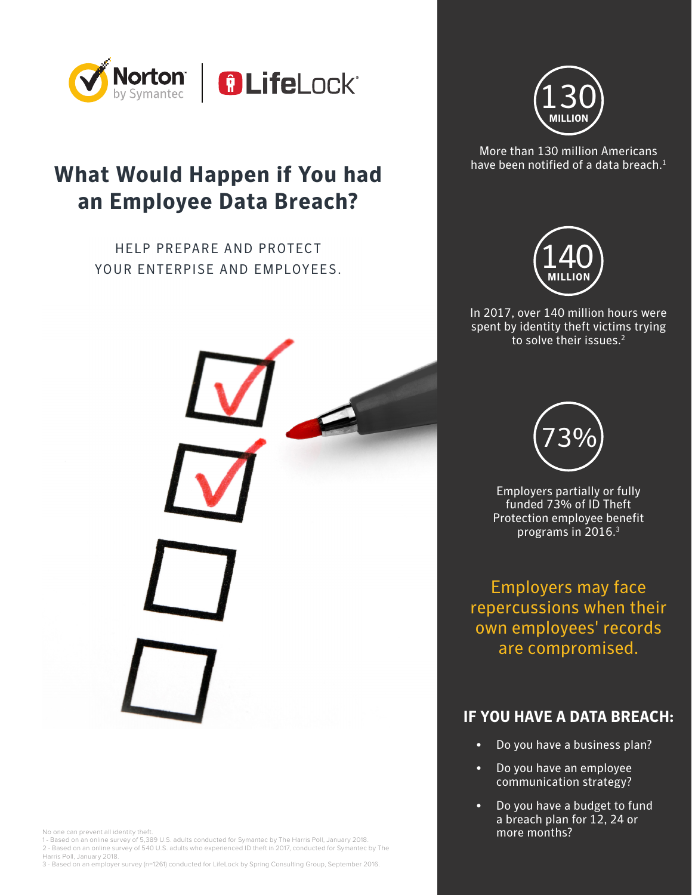Norton by Symantec | LifeLock

# What Would Happen if You had an Employee Data Breach?

HELP PREPARE AND PROTECT YOUR ENTERPISE AND EMPLOYEES.

**130 MILLION**

More than 130 million Americans have been notified of a data breach.[1]

**140 MILLION**

In 2017, over 140 million hours were spent by identity theft victims trying to solve their issues.[2]

**73%**

Employers partially or fully funded 73% of ID Theft Protection employee benefit programs in 2016.[3]

Employers may face repercussions when their own employees' records are compromised.

## IF YOU HAVE A DATA BREACH:

- Do you have a business plan?
- Do you have an employee communication strategy?
- Do you have a budget to fund a breach plan for 12, 24 or more months?

No one can prevent all identity theft.

1 - Based on an online survey of 5,389 U.S. adults conducted for Symantec by The Harris Poll, January 2018.

2 - Based on an online survey of 540 U.S. adults who experienced ID theft in 2017, conducted for Symantec by The Harris Poll, January 2018.

3 - Based on an employer survey (n=1261) conducted for LifeLock by Spring Consulting Group, September 2016.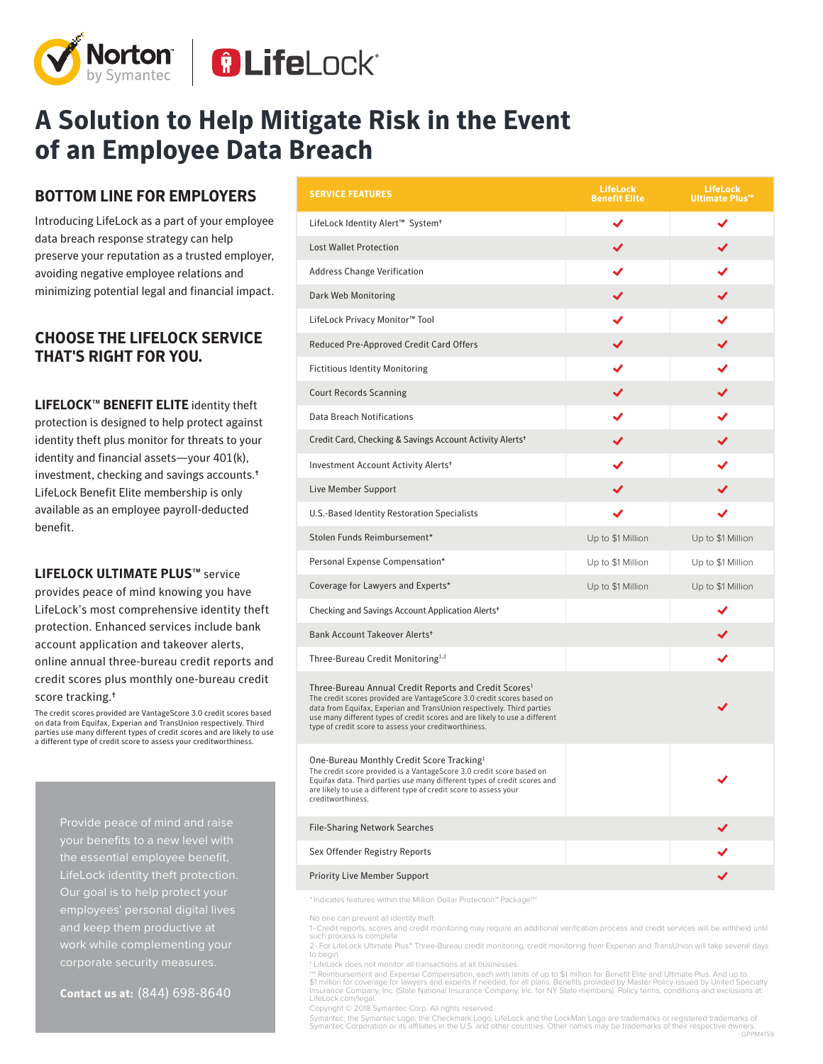# A Solution to Help Mitigate Risk in the Event of an Employee Data Breach

## BOTTOM LINE FOR EMPLOYERS

Introducing LifeLock as a part of your employee data breach response strategy can help preserve your reputation as a trusted employer, avoiding negative employee relations and minimizing potential legal and financial impact.

## CHOOSE THE LIFELOCK SERVICE THAT'S RIGHT FOR YOU.

**LIFELOCK™ BENEFIT ELITE** identity theft protection is designed to help protect against identity theft plus monitor for threats to your identity and financial assets—your 401(k), investment, checking and savings accounts.† LifeLock Benefit Elite membership is only available as an employee payroll-deducted benefit.

**LIFELOCK ULTIMATE PLUS™** service provides peace of mind knowing you have LifeLock's most comprehensive identity theft protection. Enhanced services include bank account application and takeover alerts, online annual three-bureau credit reports and credit scores plus monthly one-bureau credit score tracking.†

The credit scores provided are VantageScore 3.0 credit scores based on data from Equifax, Experian and TransUnion respectively. Third parties use many different types of credit scores and are likely to use a different type of credit score to assess your creditworthiness.

Provide peace of mind and raise your benefits to a new level with the essential employee benefit, LifeLock identity theft protection. Our goal is to help protect your employees' personal digital lives and keep them productive at work while complementing your corporate security measures.

**Contact us at:** (844) 698-8640

| SERVICE FEATURES | LifeLock Benefit Elite | LifeLock Ultimate Plus™ |
|---|---|---|
| LifeLock Identity Alert™ System† | ✔ | ✔ |
| Lost Wallet Protection | ✔ | ✔ |
| Address Change Verification | ✔ | ✔ |
| Dark Web Monitoring | ✔ | ✔ |
| LifeLock Privacy Monitor™ Tool | ✔ | ✔ |
| Reduced Pre-Approved Credit Card Offers | ✔ | ✔ |
| Fictitious Identity Monitoring | ✔ | ✔ |
| Court Records Scanning | ✔ | ✔ |
| Data Breach Notifications | ✔ | ✔ |
| Credit Card, Checking & Savings Account Activity Alerts† | ✔ | ✔ |
| Investment Account Activity Alerts† | ✔ | ✔ |
| Live Member Support | ✔ | ✔ |
| U.S.-Based Identity Restoration Specialists | ✔ | ✔ |
| Stolen Funds Reimbursement* | Up to $1 Million | Up to $1 Million |
| Personal Expense Compensation* | Up to $1 Million | Up to $1 Million |
| Coverage for Lawyers and Experts* | Up to $1 Million | Up to $1 Million |
| Checking and Savings Account Application Alerts† | | ✔ |
| Bank Account Takeover Alerts† | | ✔ |
| Three-Bureau Credit Monitoring[1,2] | | ✔ |
| Three-Bureau Annual Credit Reports and Credit Scores[1] The credit scores provided are VantageScore 3.0 credit scores based on data from Equifax, Experian and TransUnion respectively. Third parties use many different types of credit scores and are likely to use a different type of credit score to assess your creditworthiness. | | ✔ |
| One-Bureau Monthly Credit Score Tracking[1] The credit score provided is a VantageScore 3.0 credit score based on Equifax data. Third parties use many different types of credit scores and are likely to use a different type of credit score to assess your creditworthiness. | | ✔ |
| File-Sharing Network Searches | | ✔ |
| Sex Offender Registry Reports | | ✔ |
| Priority Live Member Support | | ✔ |

* Indicates features within the Million Dollar Protection™ Package†††

No one can prevent all identity theft.

1 - Credit reports, scores and credit monitoring may require an additional verification process and credit services will be withheld until such process is complete.

2 - For LifeLock Ultimate Plus™ Three-Bureau credit monitoring, credit monitoring from Experian and TransUnion will take several days to begin.

† LifeLock does not monitor all transactions at all businesses.

††† Reimbursement and Expense Compensation, each with limits of up to $1 million for Benefit Elite and Ultimate Plus. And up to $1 million for coverage for lawyers and experts if needed, for all plans. Benefits provided by Master Policy issued by United Specialty Insurance Company, Inc. (State National Insurance Company, Inc. for NY State members). Policy terms, conditions and exclusions at: LifeLock.com/legal.

Copyright © 2018 Symantec Corp. All rights reserved.

Symantec, the Symantec Logo, the Checkmark Logo, LifeLock and the LockMan Logo are trademarks or registered trademarks of Symantec Corporation or its affiliates in the U.S. and other countries. Other names may be trademarks of their respective owners.

GPPM4159